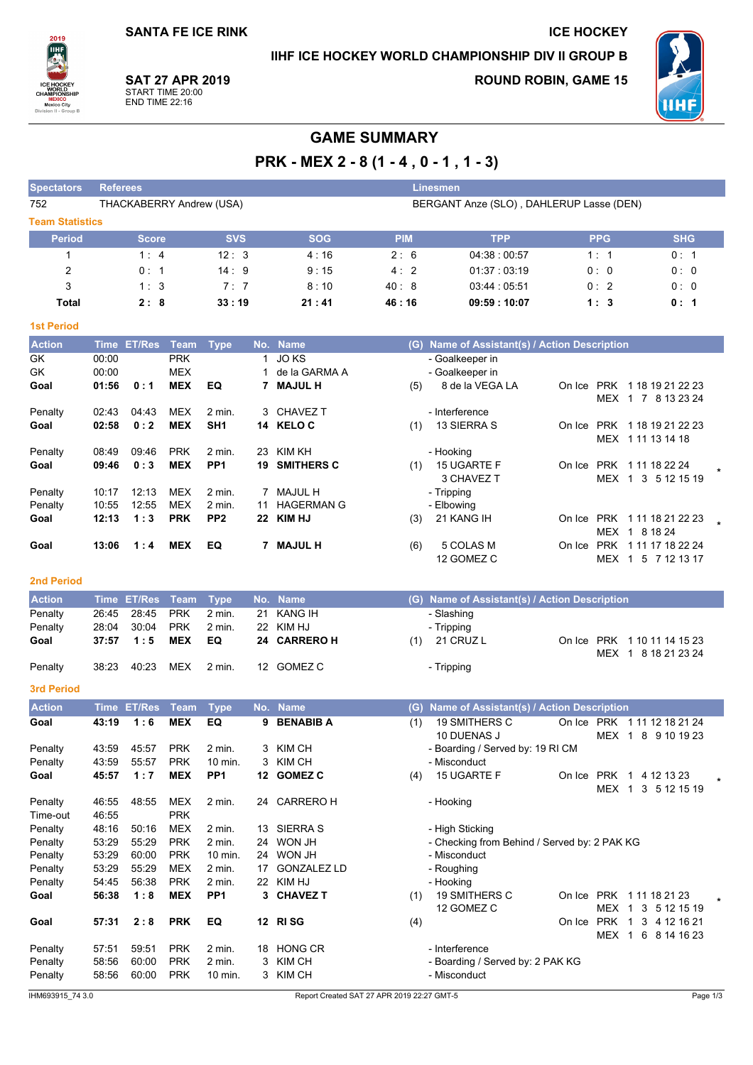SANTA FE ICE RINK

ICE HOCKEY

IIHF ICE HOCKEY WORLD CHAMPIONSHIP DIV II GROUP B

**SAT 27 APR 2019**
START TIME 20:00
END TIME 22:16

ROUND ROBIN, GAME 15

# GAME SUMMARY

## PRK - MEX 2 - 8 (1 - 4 , 0 - 1 , 1 - 3)

| Spectators | Referees | Linesmen |
|---|---|---|
| 752 | THACKABERRY Andrew (USA) | BERGANT Anze (SLO) , DAHLERUP Lasse (DEN) |

### Team Statistics

| Period | Score | SVS | SOG | PIM | TPP | PPG | SHG |
|---|---|---|---|---|---|---|---|
| 1 | 1 : 4 | 12 : 3 | 4 : 16 | 2 : 6 | 04:38 : 00:57 | 1 : 1 | 0 : 1 |
| 2 | 0 : 1 | 14 : 9 | 9 : 15 | 4 : 2 | 01:37 : 03:19 | 0 : 0 | 0 : 0 |
| 3 | 1 : 3 | 7 : 7 | 8 : 10 | 40 : 8 | 03:44 : 05:51 | 0 : 2 | 0 : 0 |
| **Total** | **2 : 8** | **33 : 19** | **21 : 41** | **46 : 16** | **09:59 : 10:07** | **1 : 3** | **0 : 1** |

### 1st Period

| Action | Time | ET/Res | Team | Type | No. | Name | (G) | Name of Assistant(s) / Action Description | On Ice | |
|---|---|---|---|---|---|---|---|---|---|---|
| GK | 00:00 | | PRK | | 1 | JO KS | | - Goalkeeper in | | |
| GK | 00:00 | | MEX | | 1 | de la GARMA A | | - Goalkeeper in | | |
| **Goal** | **01:56** | **0 : 1** | **MEX** | **EQ** | **7** | **MAJUL H** | (5) | 8 de la VEGA LA | On Ice PRK 1 18 19 21 22 23 | MEX 1 7 8 13 23 24 |
| Penalty | 02:43 | 04:43 | MEX | 2 min. | 3 | CHAVEZ T | | - Interference | | |
| **Goal** | **02:58** | **0 : 2** | **MEX** | **SH1** | **14** | **KELO C** | (1) | 13 SIERRA S | On Ice PRK 1 18 19 21 22 23 | MEX 1 11 13 14 18 |
| Penalty | 08:49 | 09:46 | PRK | 2 min. | 23 | KIM KH | | - Hooking | | |
| **Goal** | **09:46** | **0 : 3** | **MEX** | **PP1** | **19** | **SMITHERS C** | (1) | 15 UGARTE F, 3 CHAVEZ T | On Ice PRK 1 11 18 22 24 | MEX 1 3 5 12 15 19 * |
| Penalty | 10:17 | 12:13 | MEX | 2 min. | 7 | MAJUL H | | - Tripping | | |
| Penalty | 10:55 | 12:55 | MEX | 2 min. | 11 | HAGERMAN G | | - Elbowing | | |
| **Goal** | **12:13** | **1 : 3** | **PRK** | **PP2** | **22** | **KIM HJ** | (3) | 21 KANG IH | On Ice PRK 1 11 18 21 22 23 | MEX 1 8 18 24 * |
| **Goal** | **13:06** | **1 : 4** | **MEX** | **EQ** | **7** | **MAJUL H** | (6) | 5 COLAS M, 12 GOMEZ C | On Ice PRK 1 11 17 18 22 24 | MEX 1 5 7 12 13 17 |

### 2nd Period

| Action | Time | ET/Res | Team | Type | No. | Name | (G) | Name of Assistant(s) / Action Description | On Ice | |
|---|---|---|---|---|---|---|---|---|---|---|
| Penalty | 26:45 | 28:45 | PRK | 2 min. | 21 | KANG IH | | - Slashing | | |
| Penalty | 28:04 | 30:04 | PRK | 2 min. | 22 | KIM HJ | | - Tripping | | |
| **Goal** | **37:57** | **1 : 5** | **MEX** | **EQ** | **24** | **CARRERO H** | (1) | 21 CRUZ L | On Ice PRK 1 10 11 14 15 23 | MEX 1 8 18 21 23 24 |
| Penalty | 38:23 | 40:23 | MEX | 2 min. | 12 | GOMEZ C | | - Tripping | | |

### 3rd Period

| Action | Time | ET/Res | Team | Type | No. | Name | (G) | Name of Assistant(s) / Action Description | On Ice | |
|---|---|---|---|---|---|---|---|---|---|---|
| **Goal** | **43:19** | **1 : 6** | **MEX** | **EQ** | **9** | **BENABIB A** | (1) | 19 SMITHERS C, 10 DUENAS J | On Ice PRK 1 11 12 18 21 24 | MEX 1 8 9 10 19 23 |
| Penalty | 43:59 | 45:57 | PRK | 2 min. | 3 | KIM CH | | - Boarding / Served by: 19 RI CM | | |
| Penalty | 43:59 | 55:57 | PRK | 10 min. | 3 | KIM CH | | - Misconduct | | |
| **Goal** | **45:57** | **1 : 7** | **MEX** | **PP1** | **12** | **GOMEZ C** | (4) | 15 UGARTE F | On Ice PRK 1 4 12 13 23 | MEX 1 3 5 12 15 19 * |
| Penalty | 46:55 | 48:55 | MEX | 2 min. | 24 | CARRERO H | | - Hooking | | |
| Time-out | 46:55 | | PRK | | | | | | | |
| Penalty | 48:16 | 50:16 | MEX | 2 min. | 13 | SIERRA S | | - High Sticking | | |
| Penalty | 53:29 | 55:29 | PRK | 2 min. | 24 | WON JH | | - Checking from Behind / Served by: 2 PAK KG | | |
| Penalty | 53:29 | 60:00 | PRK | 10 min. | 24 | WON JH | | - Misconduct | | |
| Penalty | 53:29 | 55:29 | MEX | 2 min. | 17 | GONZALEZ LD | | - Roughing | | |
| Penalty | 54:45 | 56:38 | PRK | 2 min. | 22 | KIM HJ | | - Hooking | | |
| **Goal** | **56:38** | **1 : 8** | **MEX** | **PP1** | **3** | **CHAVEZ T** | (1) | 19 SMITHERS C, 12 GOMEZ C | On Ice PRK 1 11 18 21 23 | MEX 1 3 5 12 15 19 * |
| **Goal** | **57:31** | **2 : 8** | **PRK** | **EQ** | **12** | **RI SG** | (4) | | On Ice PRK 1 3 4 12 16 21 | MEX 1 6 8 14 16 23 |
| Penalty | 57:51 | 59:51 | PRK | 2 min. | 18 | HONG CR | | - Interference | | |
| Penalty | 58:56 | 60:00 | PRK | 2 min. | 3 | KIM CH | | - Boarding / Served by: 2 PAK KG | | |
| Penalty | 58:56 | 60:00 | PRK | 10 min. | 3 | KIM CH | | - Misconduct | | |

IHM693915_74 3.0 Report Created SAT 27 APR 2019 22:27 GMT-5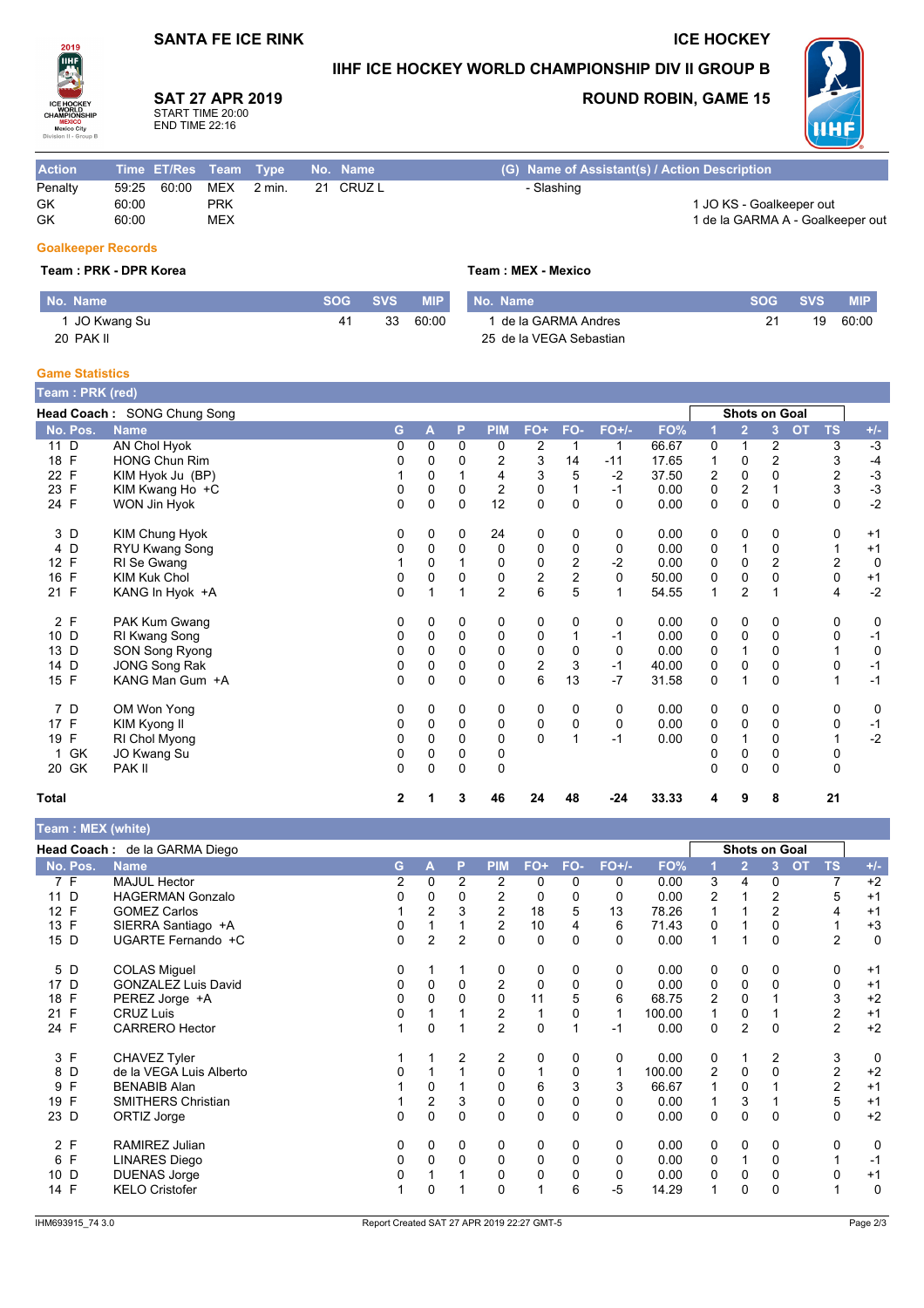SANTA FE ICE RINK

ICE HOCKEY

# IIHF ICE HOCKEY WORLD CHAMPIONSHIP DIV II GROUP B

**SAT 27 APR 2019**
START TIME 20:00
END TIME 22:16

**ROUND ROBIN, GAME 15**

| Action | Time | ET/Res | Team | Type | No. | Name | (G) | Name of Assistant(s) / Action Description |
|---|---|---|---|---|---|---|---|---|
| Penalty | 59:25 | 60:00 | MEX | 2 min. | 21 | CRUZ L | | - Slashing |
| GK | 60:00 | | PRK | | | | | 1 JO KS - Goalkeeper out |
| GK | 60:00 | | MEX | | | | | 1 de la GARMA A - Goalkeeper out |

## Goalkeeper Records

**Team : PRK - DPR Korea**

| No. | Name | SOG | SVS | MIP |
|---|---|---|---|---|
| 1 | JO Kwang Su | 41 | 33 | 60:00 |
| 20 | PAK Il | | | |

**Team : MEX - Mexico**

| No. | Name | SOG | SVS | MIP |
|---|---|---|---|---|
| 1 | de la GARMA Andres | 21 | 19 | 60:00 |
| 25 | de la VEGA Sebastian | | | |

## Game Statistics

**Team : PRK (red)**

**Head Coach :** SONG Chung Song

| No. | Pos. | Name | G | A | P | PIM | FO+ | FO- | FO+/- | FO% | 1 | 2 | 3 | OT | TS | +/- |
|---|---|---|---|---|---|---|---|---|---|---|---|---|---|---|---|---|
| 11 | D | AN Chol Hyok | 0 | 0 | 0 | 0 | 2 | 1 | 1 | 66.67 | 0 | 1 | 2 | | 3 | -3 |
| 18 | F | HONG Chun Rim | 0 | 0 | 0 | 2 | 3 | 14 | -11 | 17.65 | 1 | 0 | 2 | | 3 | -4 |
| 22 | F | KIM Hyok Ju (BP) | 1 | 0 | 1 | 4 | 3 | 5 | -2 | 37.50 | 2 | 0 | 0 | | 2 | -3 |
| 23 | F | KIM Kwang Ho +C | 0 | 0 | 0 | 2 | 0 | 1 | -1 | 0.00 | 0 | 2 | 1 | | 3 | -3 |
| 24 | F | WON Jin Hyok | 0 | 0 | 0 | 12 | 0 | 0 | 0 | 0.00 | 0 | 0 | 0 | | 0 | -2 |
| 3 | D | KIM Chung Hyok | 0 | 0 | 0 | 24 | 0 | 0 | 0 | 0.00 | 0 | 0 | 0 | | 0 | +1 |
| 4 | D | RYU Kwang Song | 0 | 0 | 0 | 0 | 0 | 0 | 0 | 0.00 | 0 | 1 | 0 | | 1 | +1 |
| 12 | F | RI Se Gwang | 1 | 0 | 1 | 0 | 0 | 2 | -2 | 0.00 | 0 | 0 | 2 | | 2 | 0 |
| 16 | F | KIM Kuk Chol | 0 | 0 | 0 | 0 | 2 | 2 | 0 | 50.00 | 0 | 0 | 0 | | 0 | +1 |
| 21 | F | KANG In Hyok +A | 0 | 1 | 1 | 2 | 6 | 5 | 1 | 54.55 | 1 | 2 | 1 | | 4 | -2 |
| 2 | F | PAK Kum Gwang | 0 | 0 | 0 | 0 | 0 | 0 | 0 | 0.00 | 0 | 0 | 0 | | 0 | 0 |
| 10 | D | RI Kwang Song | 0 | 0 | 0 | 0 | 0 | 1 | -1 | 0.00 | 0 | 0 | 0 | | 0 | -1 |
| 13 | D | SON Song Ryong | 0 | 0 | 0 | 0 | 0 | 0 | 0 | 0.00 | 0 | 1 | 0 | | 1 | 0 |
| 14 | D | JONG Song Rak | 0 | 0 | 0 | 0 | 2 | 3 | -1 | 40.00 | 0 | 0 | 0 | | 0 | -1 |
| 15 | F | KANG Man Gum +A | 0 | 0 | 0 | 0 | 6 | 13 | -7 | 31.58 | 0 | 1 | 0 | | 1 | -1 |
| 7 | D | OM Won Yong | 0 | 0 | 0 | 0 | 0 | 0 | 0 | 0.00 | 0 | 0 | 0 | | 0 | 0 |
| 17 | F | KIM Kyong Il | 0 | 0 | 0 | 0 | 0 | 0 | 0 | 0.00 | 0 | 0 | 0 | | 0 | -1 |
| 19 | F | RI Chol Myong | 0 | 0 | 0 | 0 | 0 | 1 | -1 | 0.00 | 0 | 1 | 0 | | 1 | -2 |
| 1 | GK | JO Kwang Su | 0 | 0 | 0 | 0 | | | | | 0 | 0 | 0 | | 0 | |
| 20 | GK | PAK Il | 0 | 0 | 0 | 0 | | | | | 0 | 0 | 0 | | 0 | |
| **Total** | | | **2** | **1** | **3** | **46** | **24** | **48** | **-24** | **33.33** | **4** | **9** | **8** | | **21** | |

**Team : MEX (white)**

**Head Coach :** de la GARMA Diego

| No. | Pos. | Name | G | A | P | PIM | FO+ | FO- | FO+/- | FO% | 1 | 2 | 3 | OT | TS | +/- |
|---|---|---|---|---|---|---|---|---|---|---|---|---|---|---|---|---|
| 7 | F | MAJUL Hector | 2 | 0 | 2 | 2 | 0 | 0 | 0 | 0.00 | 3 | 4 | 0 | | 7 | +2 |
| 11 | D | HAGERMAN Gonzalo | 0 | 0 | 0 | 2 | 0 | 0 | 0 | 0.00 | 2 | 1 | 2 | | 5 | +1 |
| 12 | F | GOMEZ Carlos | 1 | 2 | 3 | 2 | 18 | 5 | 13 | 78.26 | 1 | 1 | 2 | | 4 | +1 |
| 13 | F | SIERRA Santiago +A | 0 | 1 | 1 | 2 | 10 | 4 | 6 | 71.43 | 0 | 1 | 0 | | 1 | +3 |
| 15 | D | UGARTE Fernando +C | 0 | 2 | 2 | 0 | 0 | 0 | 0 | 0.00 | 1 | 1 | 0 | | 2 | 0 |
| 5 | D | COLAS Miguel | 0 | 1 | 1 | 0 | 0 | 0 | 0 | 0.00 | 0 | 0 | 0 | | 0 | +1 |
| 17 | D | GONZALEZ Luis David | 0 | 0 | 0 | 2 | 0 | 0 | 0 | 0.00 | 0 | 0 | 0 | | 0 | +1 |
| 18 | F | PEREZ Jorge +A | 0 | 0 | 0 | 0 | 11 | 5 | 6 | 68.75 | 2 | 0 | 1 | | 3 | +2 |
| 21 | F | CRUZ Luis | 0 | 1 | 1 | 2 | 1 | 0 | 1 | 100.00 | 1 | 0 | 1 | | 2 | +1 |
| 24 | F | CARRERO Hector | 1 | 0 | 1 | 2 | 0 | 1 | -1 | 0.00 | 0 | 2 | 0 | | 2 | +2 |
| 3 | F | CHAVEZ Tyler | 1 | 1 | 2 | 2 | 0 | 0 | 0 | 0.00 | 0 | 1 | 2 | | 3 | 0 |
| 8 | D | de la VEGA Luis Alberto | 0 | 1 | 1 | 0 | 1 | 0 | 1 | 100.00 | 2 | 0 | 0 | | 2 | +2 |
| 9 | F | BENABIB Alan | 1 | 0 | 1 | 0 | 6 | 3 | 3 | 66.67 | 1 | 0 | 1 | | 2 | +1 |
| 19 | F | SMITHERS Christian | 1 | 2 | 3 | 0 | 0 | 0 | 0 | 0.00 | 1 | 3 | 1 | | 5 | +1 |
| 23 | D | ORTIZ Jorge | 0 | 0 | 0 | 0 | 0 | 0 | 0 | 0.00 | 0 | 0 | 0 | | 0 | +2 |
| 2 | F | RAMIREZ Julian | 0 | 0 | 0 | 0 | 0 | 0 | 0 | 0.00 | 0 | 0 | 0 | | 0 | 0 |
| 6 | F | LINARES Diego | 0 | 0 | 0 | 0 | 0 | 0 | 0 | 0.00 | 0 | 1 | 0 | | 1 | -1 |
| 10 | D | DUENAS Jorge | 0 | 1 | 1 | 0 | 0 | 0 | 0 | 0.00 | 0 | 0 | 0 | | 0 | +1 |
| 14 | F | KELO Cristofer | 1 | 0 | 1 | 0 | 1 | 6 | -5 | 14.29 | 1 | 0 | 0 | | 1 | 0 |

IHM693915_74 3.0 Report Created SAT 27 APR 2019 22:27 GMT-5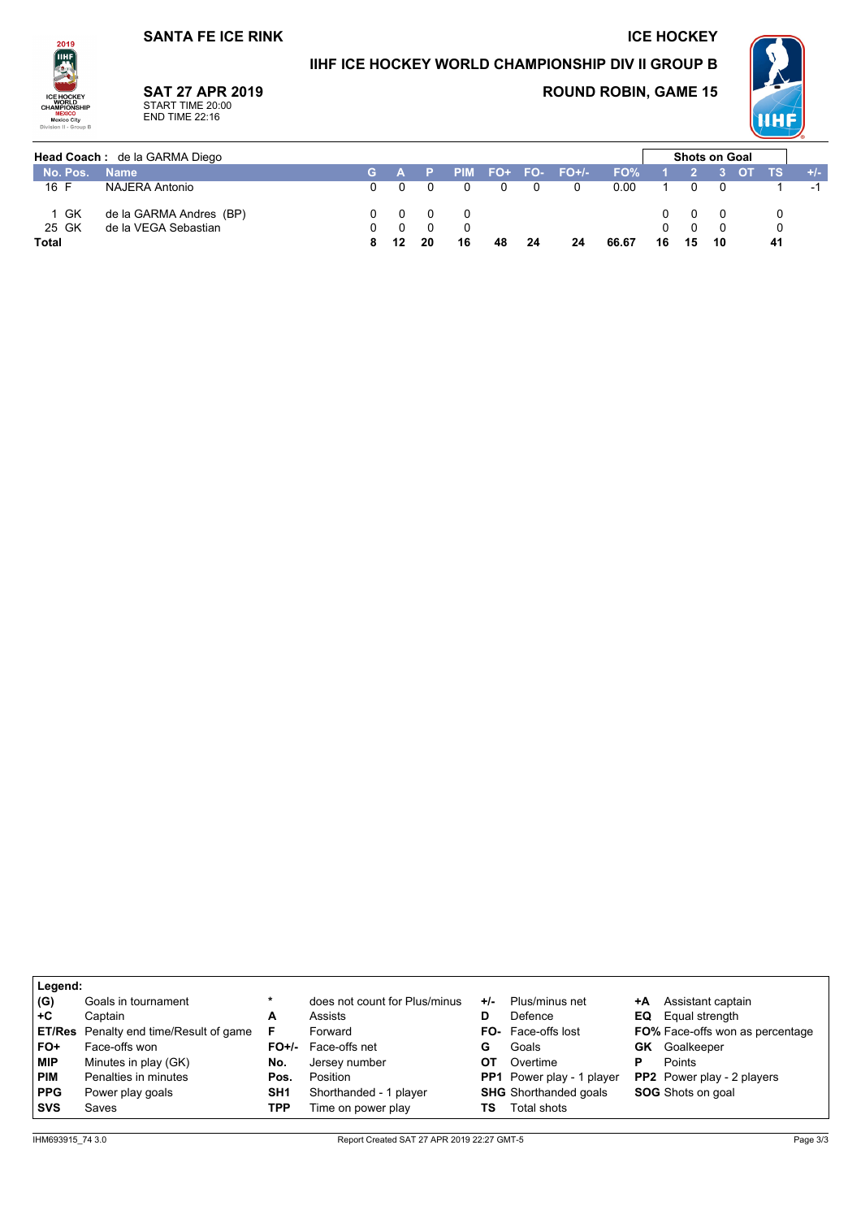**SANTA FE ICE RINK**

**ICE HOCKEY**

**IIHF ICE HOCKEY WORLD CHAMPIONSHIP DIV II GROUP B**

**SAT 27 APR 2019**
START TIME 20:00
END TIME 22:16

**ROUND ROBIN, GAME 15**

**Head Coach :** de la GARMA Diego

| No. | Pos. | Name | G | A | P | PIM | FO+ | FO- | FO+/- | FO% | 1 | 2 | 3 | OT | TS | +/- |
|---|---|---|---|---|---|---|---|---|---|---|---|---|---|---|---|---|
| 16 | F | NAJERA Antonio | 0 | 0 | 0 | 0 | 0 | 0 | 0 | 0.00 | 1 | 0 | 0 | | 1 | -1 |
| 1 | GK | de la GARMA Andres (BP) | 0 | 0 | 0 | 0 | | | | | 0 | 0 | 0 | | 0 | |
| 25 | GK | de la VEGA Sebastian | 0 | 0 | 0 | 0 | | | | | 0 | 0 | 0 | | 0 | |
| **Total** | | | **8** | **12** | **20** | **16** | **48** | **24** | **24** | **66.67** | **16** | **15** | **10** | | **41** | |

Columns 1, 2, 3, OT, TS: Shots on Goal

| Legend: | | | | | | | |
|---|---|---|---|---|---|---|---|
| (G) | Goals in tournament | * | does not count for Plus/minus | +/- | Plus/minus net | +A | Assistant captain |
| +C | Captain | A | Assists | D | Defence | EQ | Equal strength |
| ET/Res | Penalty end time/Result of game | F | Forward | FO- | Face-offs lost | FO% | Face-offs won as percentage |
| FO+ | Face-offs won | FO+/- | Face-offs net | G | Goals | GK | Goalkeeper |
| MIP | Minutes in play (GK) | No. | Jersey number | OT | Overtime | P | Points |
| PIM | Penalties in minutes | Pos. | Position | PP1 | Power play - 1 player | PP2 | Power play - 2 players |
| PPG | Power play goals | SH1 | Shorthanded - 1 player | SHG | Shorthanded goals | SOG | Shots on goal |
| SVS | Saves | TPP | Time on power play | TS | Total shots | | |

IHM693915_74 3.0 Report Created SAT 27 APR 2019 22:27 GMT-5